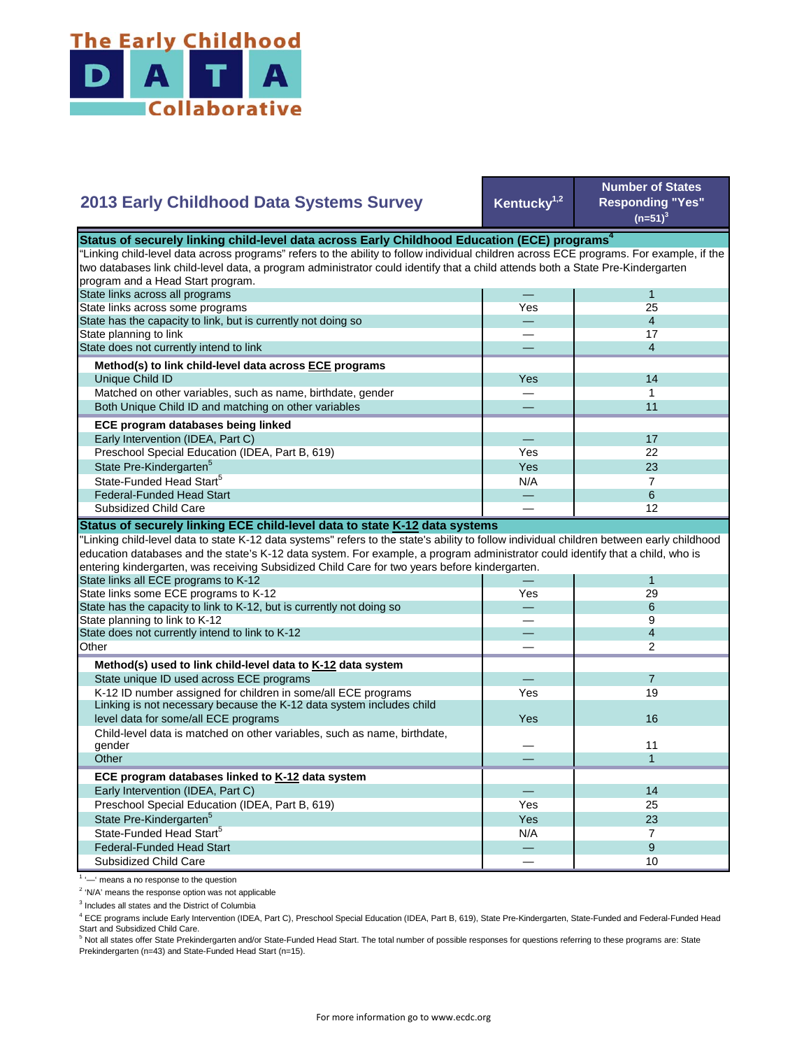# The Early Childhood DATA Collaborative

## 2013 Early Childhood Data Systems Survey

| 2013 Early Childhood Data Systems Survey | Kentucky[1,2] | Number of States Responding "Yes" (n=51)[3] |
|---|---|---|
| **Status of securely linking child-level data across Early Childhood Education (ECE) programs[4]** | | |
| "Linking child-level data across programs" refers to the ability to follow individual children across ECE programs. For example, if the two databases link child-level data, a program administrator could identify that a child attends both a State Pre-Kindergarten program and a Head Start program. | | |
| State links across all programs | — | 1 |
| State links across some programs | Yes | 25 |
| State has the capacity to link, but is currently not doing so | — | 4 |
| State planning to link | — | 17 |
| State does not currently intend to link | — | 4 |
| **Method(s) to link child-level data across ECE programs** | | |
| Unique Child ID | Yes | 14 |
| Matched on other variables, such as name, birthdate, gender | — | 1 |
| Both Unique Child ID and matching on other variables | — | 11 |
| **ECE program databases being linked** | | |
| Early Intervention (IDEA, Part C) | — | 17 |
| Preschool Special Education (IDEA, Part B, 619) | Yes | 22 |
| State Pre-Kindergarten[5] | Yes | 23 |
| State-Funded Head Start[5] | N/A | 7 |
| Federal-Funded Head Start | — | 6 |
| Subsidized Child Care | — | 12 |
| **Status of securely linking ECE child-level data to state K-12 data systems** | | |
| "Linking child-level data to state K-12 data systems" refers to the state's ability to follow individual children between early childhood education databases and the state's K-12 data system. For example, a program administrator could identify that a child, who is entering kindergarten, was receiving Subsidized Child Care for two years before kindergarten. | | |
| State links all ECE programs to K-12 | — | 1 |
| State links some ECE programs to K-12 | Yes | 29 |
| State has the capacity to link to K-12, but is currently not doing so | — | 6 |
| State planning to link to K-12 | — | 9 |
| State does not currently intend to link to K-12 | — | 4 |
| Other | — | 2 |
| **Method(s) used to link child-level data to K-12 data system** | | |
| State unique ID used across ECE programs | — | 7 |
| K-12 ID number assigned for children in some/all ECE programs | Yes | 19 |
| Linking is not necessary because the K-12 data system includes child level data for some/all ECE programs | Yes | 16 |
| Child-level data is matched on other variables, such as name, birthdate, gender | — | 11 |
| Other | — | 1 |
| **ECE program databases linked to K-12 data system** | | |
| Early Intervention (IDEA, Part C) | — | 14 |
| Preschool Special Education (IDEA, Part B, 619) | Yes | 25 |
| State Pre-Kindergarten[5] | Yes | 23 |
| State-Funded Head Start[5] | N/A | 7 |
| Federal-Funded Head Start | — | 9 |
| Subsidized Child Care | — | 10 |

[1] '—' means a no response to the question

[2] 'N/A' means the response option was not applicable

[3] Includes all states and the District of Columbia

[4] ECE programs include Early Intervention (IDEA, Part C), Preschool Special Education (IDEA, Part B, 619), State Pre-Kindergarten, State-Funded and Federal-Funded Head Start and Subsidized Child Care.

[5] Not all states offer State Prekindergarten and/or State-Funded Head Start. The total number of possible responses for questions referring to these programs are: State Prekindergarten (n=43) and State-Funded Head Start (n=15).

For more information go to www.ecdc.org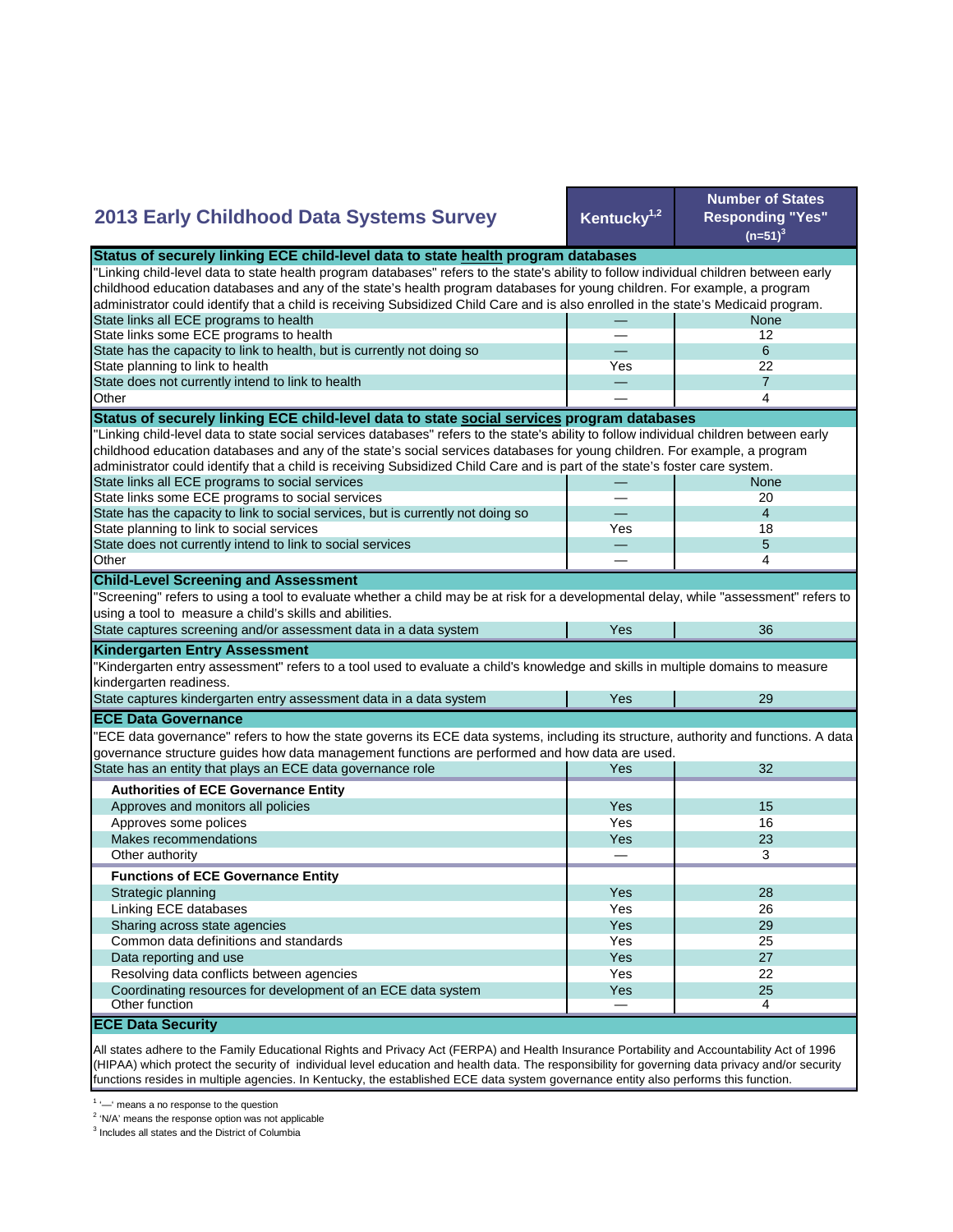| 2013 Early Childhood Data Systems Survey | Kentucky[1,2] | Number of States Responding "Yes" (n=51)[3] |
|---|---|---|
| **Status of securely linking ECE child-level data to state health program databases** | | |
| "Linking child-level data to state health program databases" refers to the state's ability to follow individual children between early childhood education databases and any of the state's health program databases for young children. For example, a program administrator could identify that a child is receiving Subsidized Child Care and is also enrolled in the state's Medicaid program. | | |
| State links all ECE programs to health | — | None |
| State links some ECE programs to health | — | 12 |
| State has the capacity to link to health, but is currently not doing so | — | 6 |
| State planning to link to health | Yes | 22 |
| State does not currently intend to link to health | — | 7 |
| Other | — | 4 |
| **Status of securely linking ECE child-level data to state social services program databases** | | |
| "Linking child-level data to state social services databases" refers to the state's ability to follow individual children between early childhood education databases and any of the state's social services databases for young children. For example, a program administrator could identify that a child is receiving Subsidized Child Care and is part of the state's foster care system. | | |
| State links all ECE programs to social services | — | None |
| State links some ECE programs to social services | — | 20 |
| State has the capacity to link to social services, but is currently not doing so | — | 4 |
| State planning to link to social services | Yes | 18 |
| State does not currently intend to link to social services | — | 5 |
| Other | — | 4 |
| **Child-Level Screening and Assessment** | | |
| "Screening" refers to using a tool to evaluate whether a child may be at risk for a developmental delay, while "assessment" refers to using a tool to measure a child's skills and abilities. | | |
| State captures screening and/or assessment data in a data system | Yes | 36 |
| **Kindergarten Entry Assessment** | | |
| "Kindergarten entry assessment" refers to a tool used to evaluate a child's knowledge and skills in multiple domains to measure kindergarten readiness. | | |
| State captures kindergarten entry assessment data in a data system | Yes | 29 |
| **ECE Data Governance** | | |
| "ECE data governance" refers to how the state governs its ECE data systems, including its structure, authority and functions. A data governance structure guides how data management functions are performed and how data are used. | | |
| State has an entity that plays an ECE data governance role | Yes | 32 |
| **Authorities of ECE Governance Entity** | | |
| Approves and monitors all policies | Yes | 15 |
| Approves some polices | Yes | 16 |
| Makes recommendations | Yes | 23 |
| Other authority | — | 3 |
| **Functions of ECE Governance Entity** | | |
| Strategic planning | Yes | 28 |
| Linking ECE databases | Yes | 26 |
| Sharing across state agencies | Yes | 29 |
| Common data definitions and standards | Yes | 25 |
| Data reporting and use | Yes | 27 |
| Resolving data conflicts between agencies | Yes | 22 |
| Coordinating resources for development of an ECE data system | Yes | 25 |
| Other function | — | 4 |
| **ECE Data Security** | | |
| All states adhere to the Family Educational Rights and Privacy Act (FERPA) and Health Insurance Portability and Accountability Act of 1996 (HIPAA) which protect the security of individual level education and health data. The responsibility for governing data privacy and/or security functions resides in multiple agencies. In Kentucky, the established ECE data system governance entity also performs this function. | | |

[1] '—' means a no response to the question

[2] 'N/A' means the response option was not applicable

[3] Includes all states and the District of Columbia